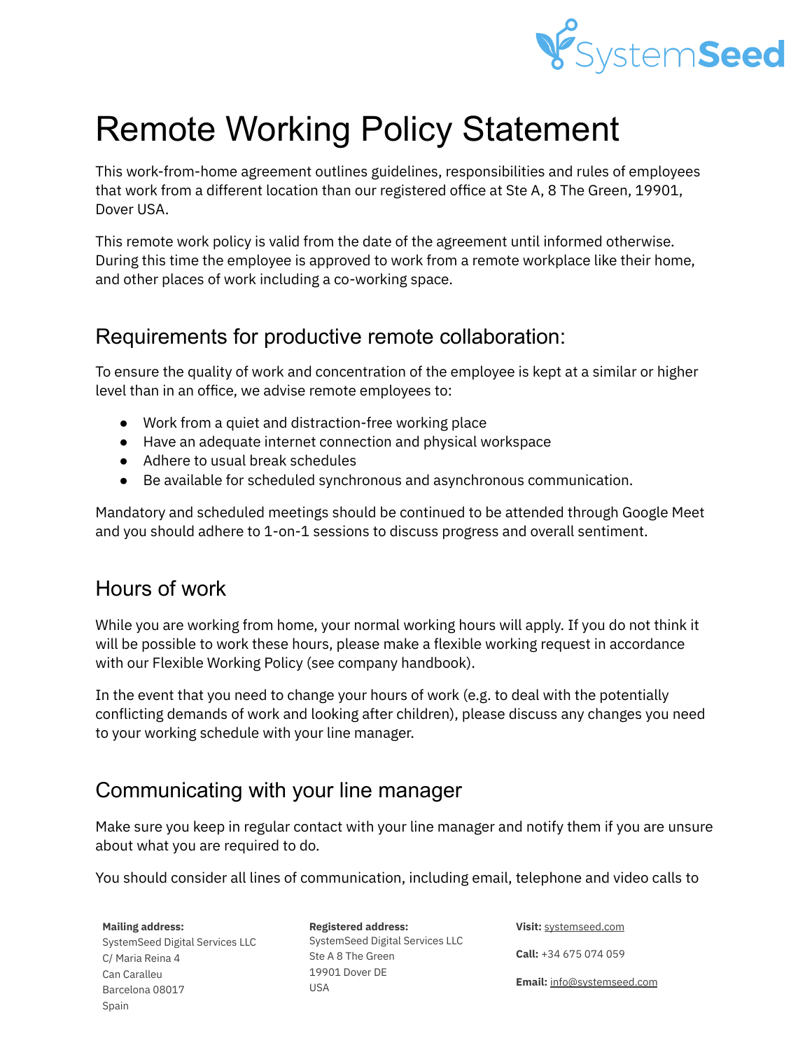# Remote Working Policy Statement

This work-from-home agreement outlines guidelines, responsibilities and rules of employees that work from a different location than our registered office at Ste A, 8 The Green, 19901, Dover USA.

This remote work policy is valid from the date of the agreement until informed otherwise. During this time the employee is approved to work from a remote workplace like their home, and other places of work including a co-working space.

## Requirements for productive remote collaboration:

To ensure the quality of work and concentration of the employee is kept at a similar or higher level than in an office, we advise remote employees to:

- Work from a quiet and distraction-free working place
- Have an adequate internet connection and physical workspace
- Adhere to usual break schedules
- Be available for scheduled synchronous and asynchronous communication.

Mandatory and scheduled meetings should be continued to be attended through Google Meet and you should adhere to 1-on-1 sessions to discuss progress and overall sentiment.

## Hours of work

While you are working from home, your normal working hours will apply. If you do not think it will be possible to work these hours, please make a flexible working request in accordance with our Flexible Working Policy (see company handbook).

In the event that you need to change your hours of work (e.g. to deal with the potentially conflicting demands of work and looking after children), please discuss any changes you need to your working schedule with your line manager.

## Communicating with your line manager

Make sure you keep in regular contact with your line manager and notify them if you are unsure about what you are required to do.

You should consider all lines of communication, including email, telephone and video calls to

**Mailing address:**
SystemSeed Digital Services LLC
C/ Maria Reina 4
Can Caralleu
Barcelona 08017
Spain

**Registered address:**
SystemSeed Digital Services LLC
Ste A 8 The Green
19901 Dover DE
USA

**Visit:** systemseed.com

**Call:** +34 675 074 059

**Email:** info@systemseed.com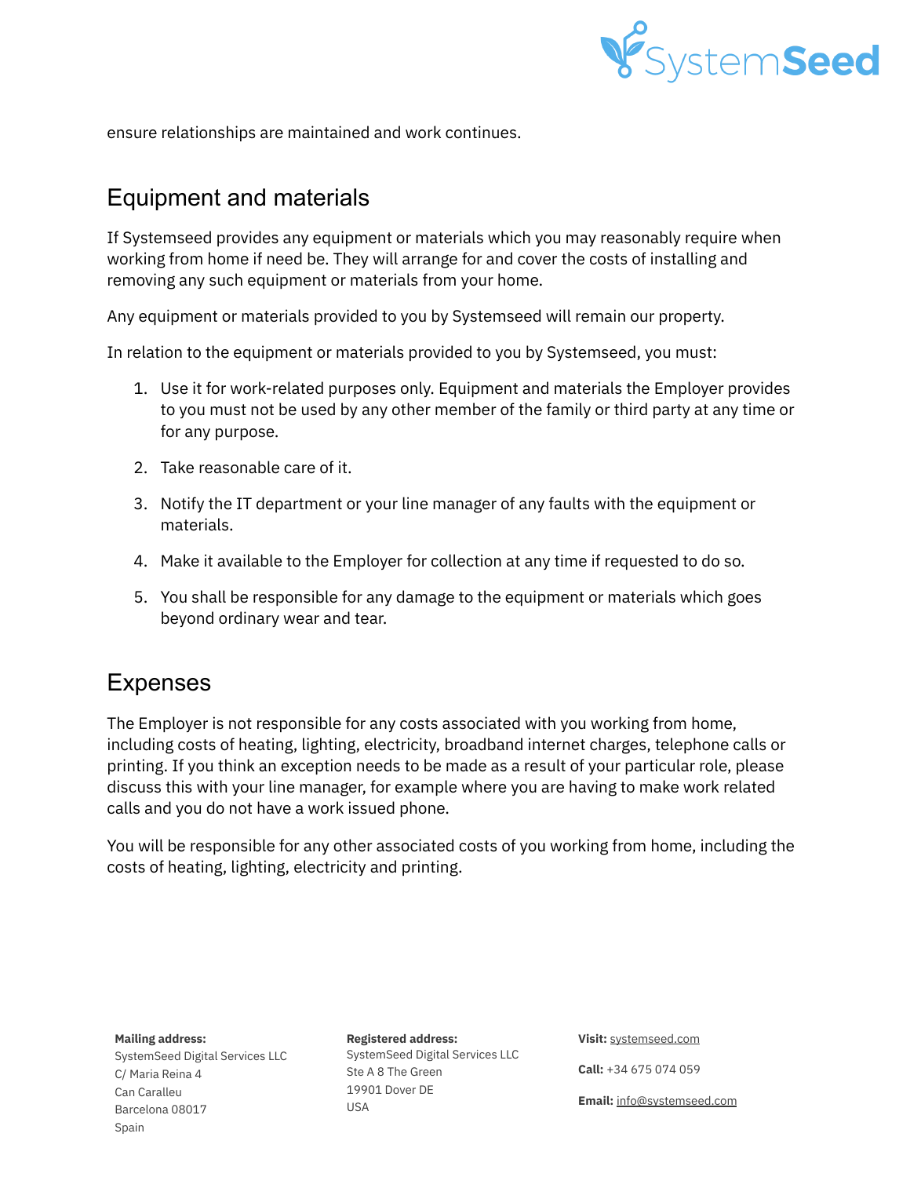ensure relationships are maintained and work continues.

## Equipment and materials

If Systemseed provides any equipment or materials which you may reasonably require when working from home if need be. They will arrange for and cover the costs of installing and removing any such equipment or materials from your home.

Any equipment or materials provided to you by Systemseed will remain our property.

In relation to the equipment or materials provided to you by Systemseed, you must:

1. Use it for work-related purposes only. Equipment and materials the Employer provides to you must not be used by any other member of the family or third party at any time or for any purpose.
2. Take reasonable care of it.
3. Notify the IT department or your line manager of any faults with the equipment or materials.
4. Make it available to the Employer for collection at any time if requested to do so.
5. You shall be responsible for any damage to the equipment or materials which goes beyond ordinary wear and tear.

## Expenses

The Employer is not responsible for any costs associated with you working from home, including costs of heating, lighting, electricity, broadband internet charges, telephone calls or printing. If you think an exception needs to be made as a result of your particular role, please discuss this with your line manager, for example where you are having to make work related calls and you do not have a work issued phone.

You will be responsible for any other associated costs of you working from home, including the costs of heating, lighting, electricity and printing.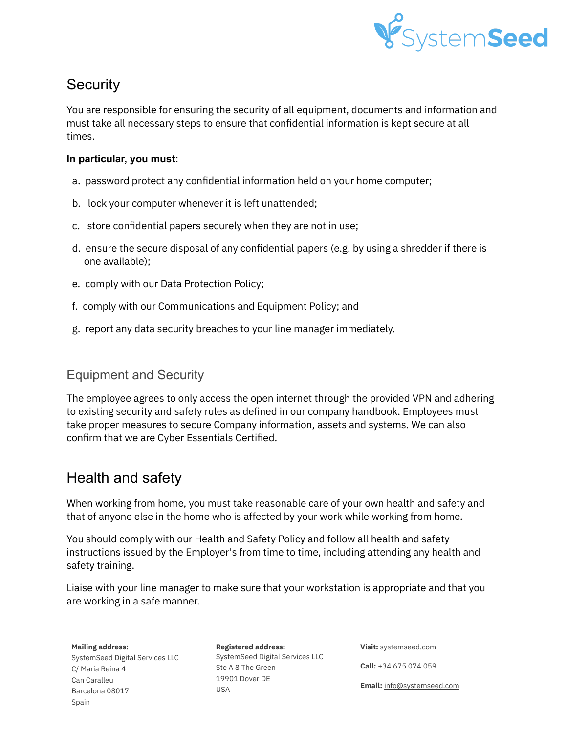## Security

You are responsible for ensuring the security of all equipment, documents and information and must take all necessary steps to ensure that confidential information is kept secure at all times.

**In particular, you must:**

a. password protect any confidential information held on your home computer;

b. lock your computer whenever it is left unattended;

c. store confidential papers securely when they are not in use;

d. ensure the secure disposal of any confidential papers (e.g. by using a shredder if there is one available);

e. comply with our Data Protection Policy;

f. comply with our Communications and Equipment Policy; and

g. report any data security breaches to your line manager immediately.

### Equipment and Security

The employee agrees to only access the open internet through the provided VPN and adhering to existing security and safety rules as defined in our company handbook. Employees must take proper measures to secure Company information, assets and systems. We can also confirm that we are Cyber Essentials Certified.

## Health and safety

When working from home, you must take reasonable care of your own health and safety and that of anyone else in the home who is affected by your work while working from home.

You should comply with our Health and Safety Policy and follow all health and safety instructions issued by the Employer's from time to time, including attending any health and safety training.

Liaise with your line manager to make sure that your workstation is appropriate and that you are working in a safe manner.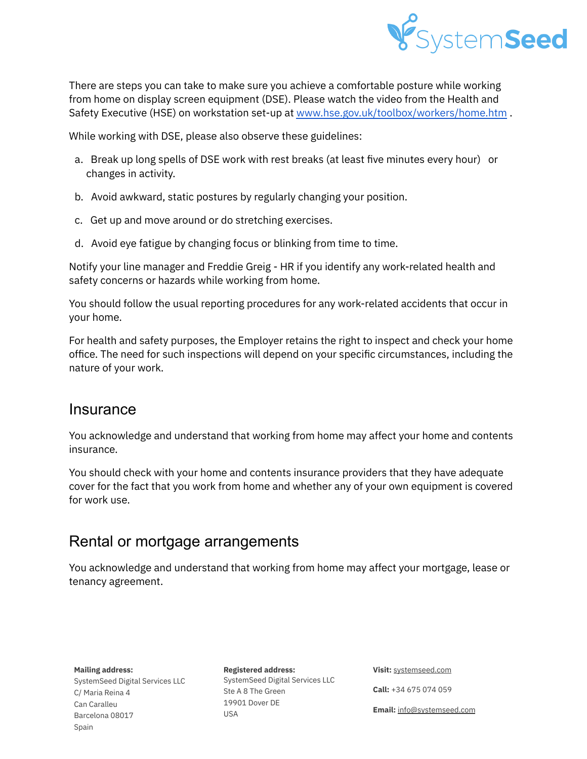There are steps you can take to make sure you achieve a comfortable posture while working from home on display screen equipment (DSE). Please watch the video from the Health and Safety Executive (HSE) on workstation set-up at [www.hse.gov.uk/toolbox/workers/home.htm](http://www.hse.gov.uk/toolbox/workers/home.htm) .

While working with DSE, please also observe these guidelines:

a. Break up long spells of DSE work with rest breaks (at least five minutes every hour) or changes in activity.

b. Avoid awkward, static postures by regularly changing your position.

c. Get up and move around or do stretching exercises.

d. Avoid eye fatigue by changing focus or blinking from time to time.

Notify your line manager and Freddie Greig - HR if you identify any work-related health and safety concerns or hazards while working from home.

You should follow the usual reporting procedures for any work-related accidents that occur in your home.

For health and safety purposes, the Employer retains the right to inspect and check your home office. The need for such inspections will depend on your specific circumstances, including the nature of your work.

## Insurance

You acknowledge and understand that working from home may affect your home and contents insurance.

You should check with your home and contents insurance providers that they have adequate cover for the fact that you work from home and whether any of your own equipment is covered for work use.

## Rental or mortgage arrangements

You acknowledge and understand that working from home may affect your mortgage, lease or tenancy agreement.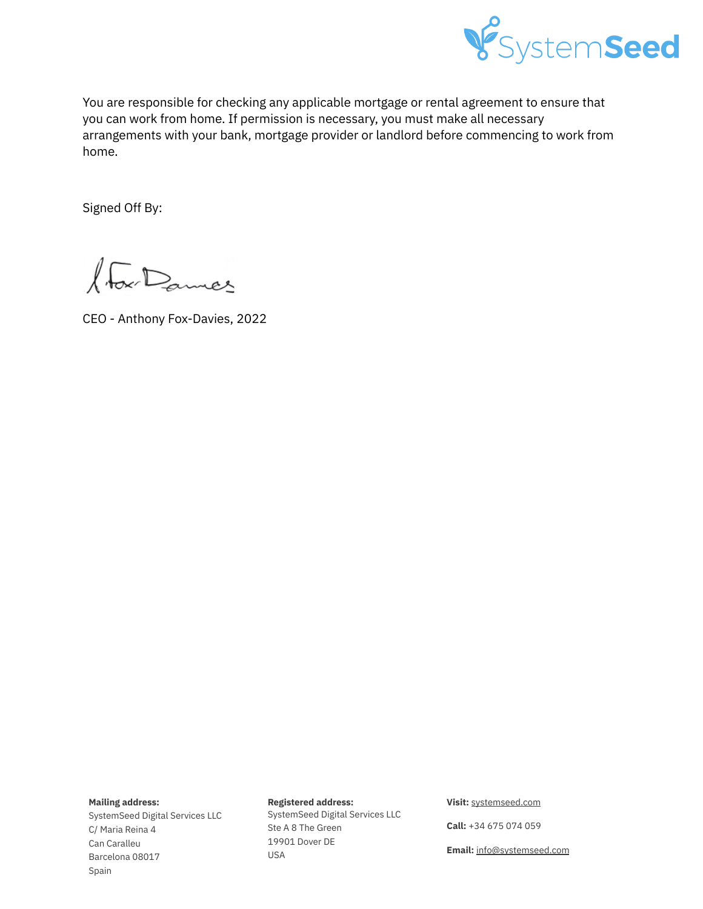You are responsible for checking any applicable mortgage or rental agreement to ensure that you can work from home. If permission is necessary, you must make all necessary arrangements with your bank, mortgage provider or landlord before commencing to work from home.

Signed Off By:

CEO - Anthony Fox-Davies, 2022

**Mailing address:**
SystemSeed Digital Services LLC
C/ Maria Reina 4
Can Caralleu
Barcelona 08017
Spain

**Registered address:**
SystemSeed Digital Services LLC
Ste A 8 The Green
19901 Dover DE
USA

**Visit:** systemseed.com

**Call:** +34 675 074 059

**Email:** info@systemseed.com